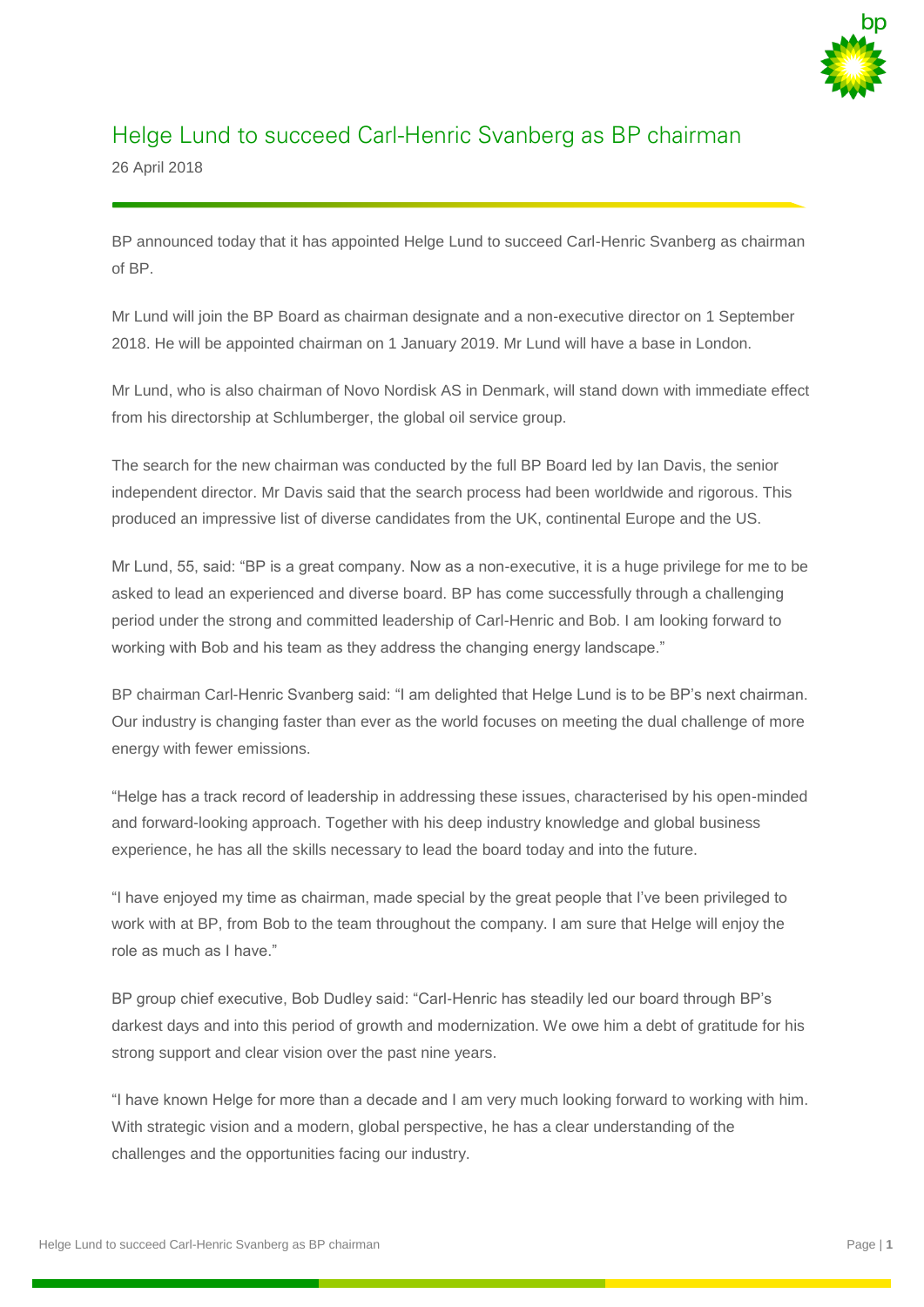# Helge Lund to succeed Carl-Henric Svanberg as BP chairman

26 April 2018

BP announced today that it has appointed Helge Lund to succeed Carl-Henric Svanberg as chairman of BP.

Mr Lund will join the BP Board as chairman designate and a non-executive director on 1 September 2018. He will be appointed chairman on 1 January 2019. Mr Lund will have a base in London.

Mr Lund, who is also chairman of Novo Nordisk AS in Denmark, will stand down with immediate effect from his directorship at Schlumberger, the global oil service group.

The search for the new chairman was conducted by the full BP Board led by Ian Davis, the senior independent director. Mr Davis said that the search process had been worldwide and rigorous. This produced an impressive list of diverse candidates from the UK, continental Europe and the US.

Mr Lund, 55, said: "BP is a great company. Now as a non-executive, it is a huge privilege for me to be asked to lead an experienced and diverse board. BP has come successfully through a challenging period under the strong and committed leadership of Carl-Henric and Bob. I am looking forward to working with Bob and his team as they address the changing energy landscape."

BP chairman Carl-Henric Svanberg said: "I am delighted that Helge Lund is to be BP's next chairman. Our industry is changing faster than ever as the world focuses on meeting the dual challenge of more energy with fewer emissions.

"Helge has a track record of leadership in addressing these issues, characterised by his open-minded and forward-looking approach. Together with his deep industry knowledge and global business experience, he has all the skills necessary to lead the board today and into the future.

"I have enjoyed my time as chairman, made special by the great people that I've been privileged to work with at BP, from Bob to the team throughout the company. I am sure that Helge will enjoy the role as much as I have."

BP group chief executive, Bob Dudley said: "Carl-Henric has steadily led our board through BP's darkest days and into this period of growth and modernization. We owe him a debt of gratitude for his strong support and clear vision over the past nine years.

"I have known Helge for more than a decade and I am very much looking forward to working with him. With strategic vision and a modern, global perspective, he has a clear understanding of the challenges and the opportunities facing our industry.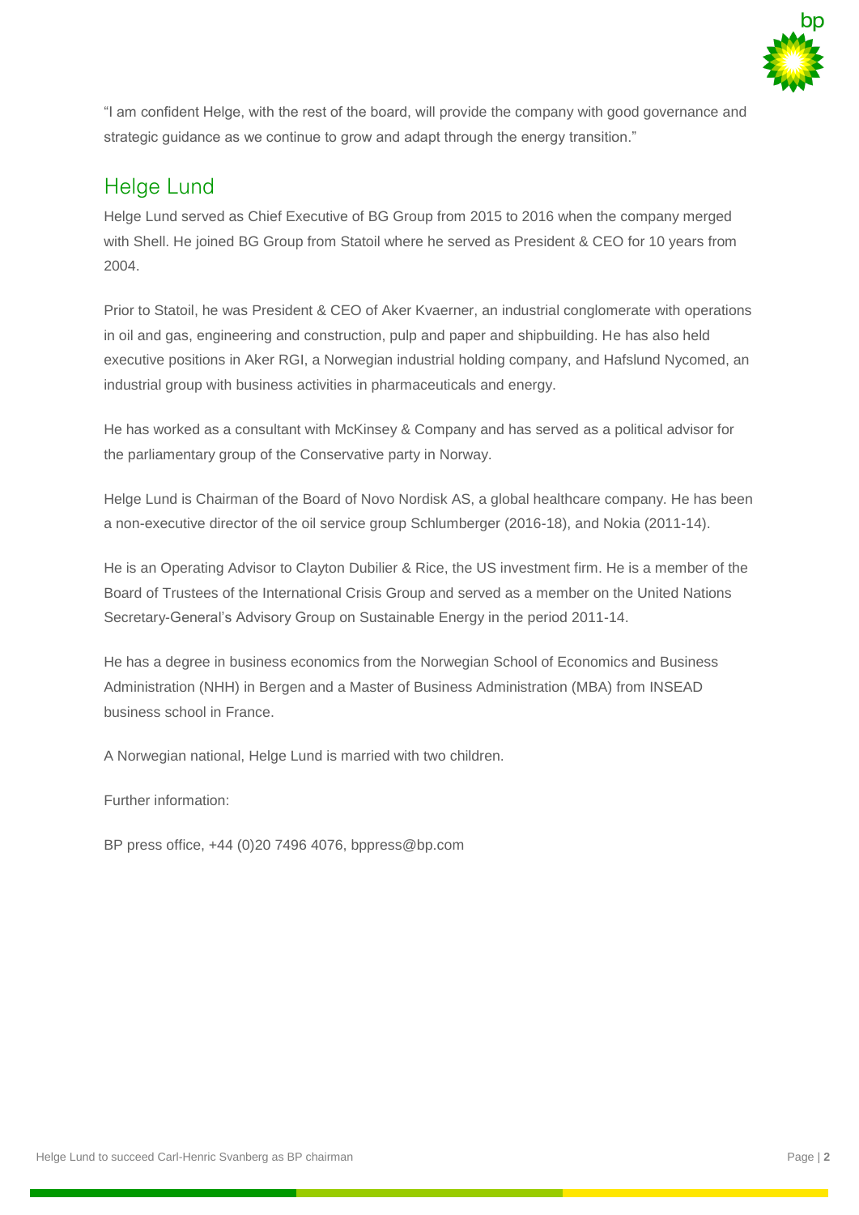"I am confident Helge, with the rest of the board, will provide the company with good governance and strategic guidance as we continue to grow and adapt through the energy transition."

## Helge Lund

Helge Lund served as Chief Executive of BG Group from 2015 to 2016 when the company merged with Shell. He joined BG Group from Statoil where he served as President & CEO for 10 years from 2004.

Prior to Statoil, he was President & CEO of Aker Kvaerner, an industrial conglomerate with operations in oil and gas, engineering and construction, pulp and paper and shipbuilding. He has also held executive positions in Aker RGI, a Norwegian industrial holding company, and Hafslund Nycomed, an industrial group with business activities in pharmaceuticals and energy.

He has worked as a consultant with McKinsey & Company and has served as a political advisor for the parliamentary group of the Conservative party in Norway.

Helge Lund is Chairman of the Board of Novo Nordisk AS, a global healthcare company. He has been a non-executive director of the oil service group Schlumberger (2016-18), and Nokia (2011-14).

He is an Operating Advisor to Clayton Dubilier & Rice, the US investment firm. He is a member of the Board of Trustees of the International Crisis Group and served as a member on the United Nations Secretary-General's Advisory Group on Sustainable Energy in the period 2011-14.

He has a degree in business economics from the Norwegian School of Economics and Business Administration (NHH) in Bergen and a Master of Business Administration (MBA) from INSEAD business school in France.

A Norwegian national, Helge Lund is married with two children.

Further information:

BP press office, +44 (0)20 7496 4076, bppress@bp.com